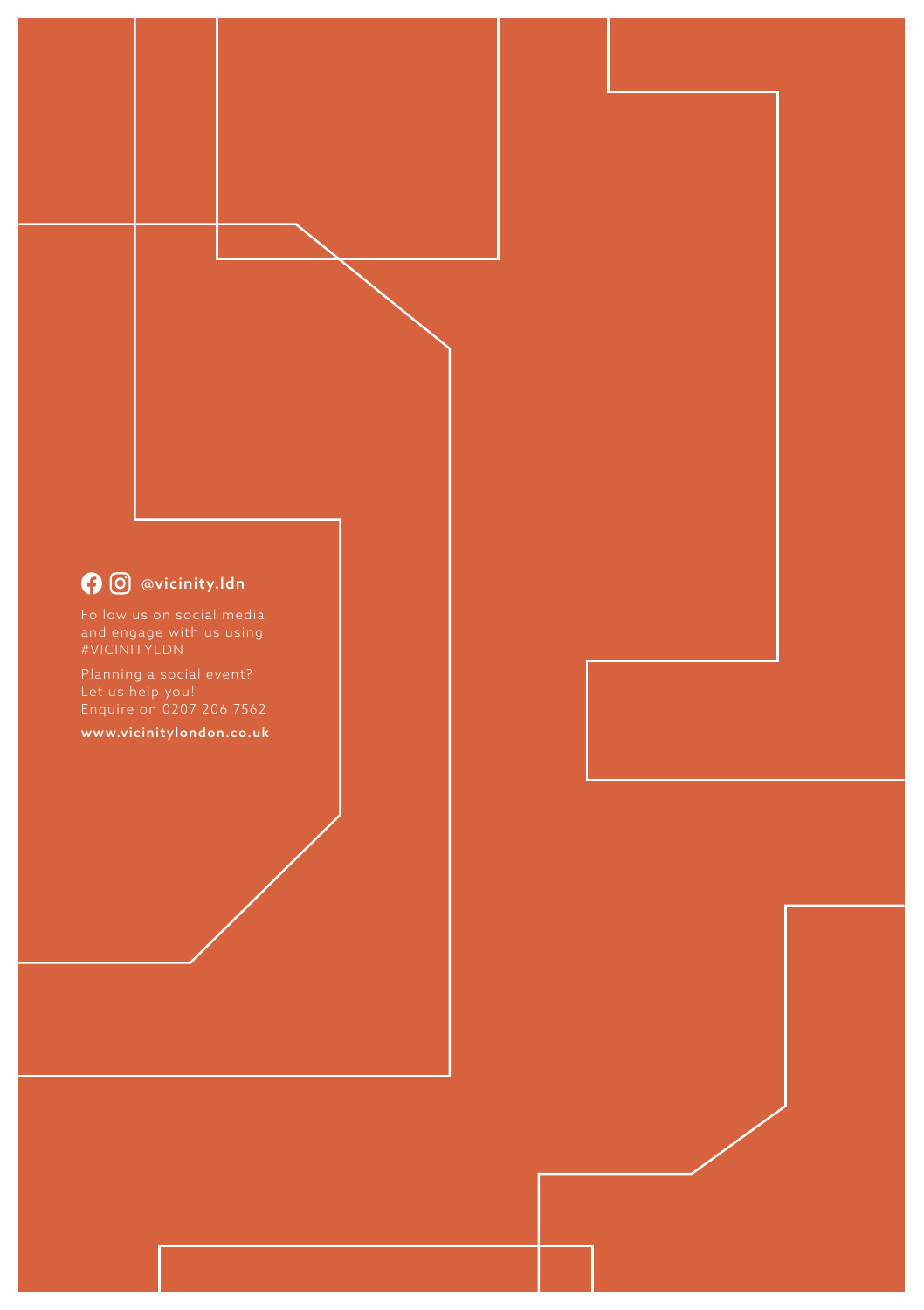**@vicinity.ldn**

Follow us on social media and engage with us using #VICINITYLDN

Planning a social event?
Let us help you!
Enquire on 0207 206 7562

**www.vicinitylondon.co.uk**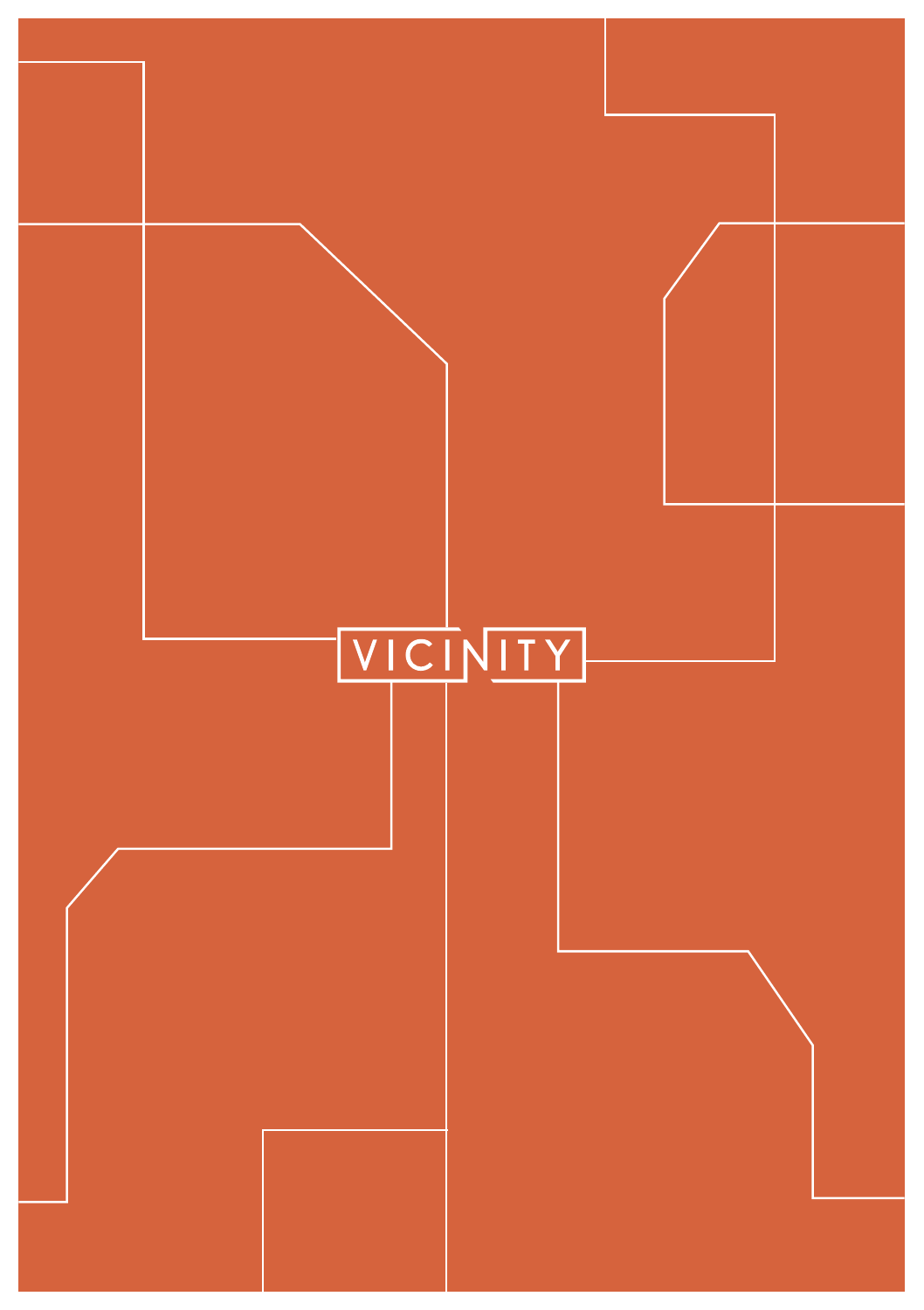# VICINITY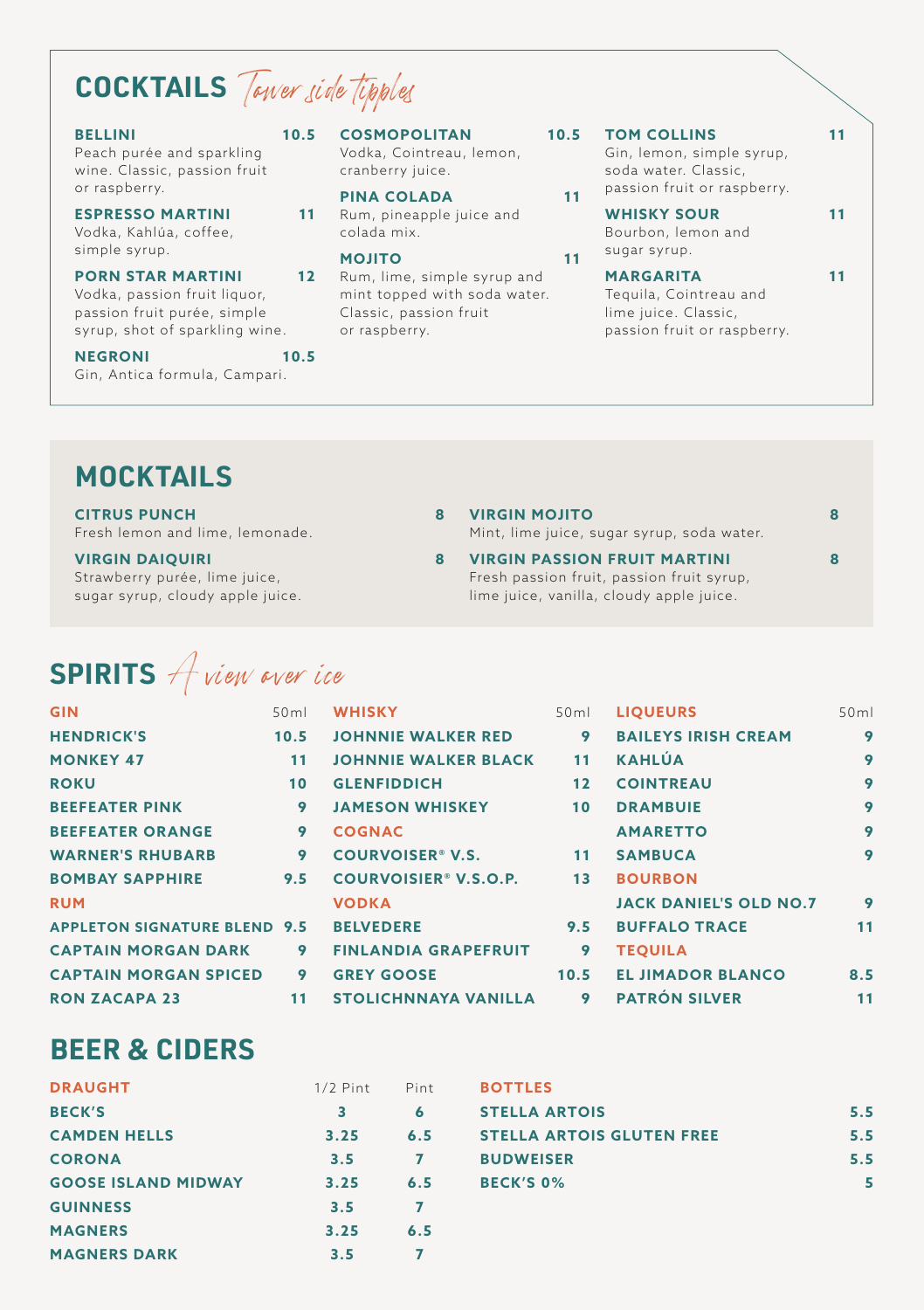## COCKTAILS *Tower side tipples*

**BELLINI** 10.5
Peach purée and sparkling wine. Classic, passion fruit or raspberry.

**ESPRESSO MARTINI** 11
Vodka, Kahlúa, coffee, simple syrup.

**PORN STAR MARTINI** 12
Vodka, passion fruit liquor, passion fruit purée, simple syrup, shot of sparkling wine.

**NEGRONI** 10.5
Gin, Antica formula, Campari.

**COSMOPOLITAN** 10.5
Vodka, Cointreau, lemon, cranberry juice.

**PINA COLADA** 11
Rum, pineapple juice and colada mix.

**MOJITO** 11
Rum, lime, simple syrup and mint topped with soda water. Classic, passion fruit or raspberry.

**TOM COLLINS** 11
Gin, lemon, simple syrup, soda water. Classic, passion fruit or raspberry.

**WHISKY SOUR** 11
Bourbon, lemon and sugar syrup.

**MARGARITA** 11
Tequila, Cointreau and lime juice. Classic, passion fruit or raspberry.

## MOCKTAILS

**CITRUS PUNCH** 8
Fresh lemon and lime, lemonade.

**VIRGIN DAIQUIRI** 8
Strawberry purée, lime juice, sugar syrup, cloudy apple juice.

**VIRGIN MOJITO** 8
Mint, lime juice, sugar syrup, soda water.

**VIRGIN PASSION FRUIT MARTINI** 8
Fresh passion fruit, passion fruit syrup, lime juice, vanilla, cloudy apple juice.

## SPIRITS *A view over ice*

| GIN | 50ml |
|---|---|
| HENDRICK'S | 10.5 |
| MONKEY 47 | 11 |
| ROKU | 10 |
| BEEFEATER PINK | 9 |
| BEEFEATER ORANGE | 9 |
| WARNER'S RHUBARB | 9 |
| BOMBAY SAPPHIRE | 9.5 |
| **RUM** | |
| APPLETON SIGNATURE BLEND | 9.5 |
| CAPTAIN MORGAN DARK | 9 |
| CAPTAIN MORGAN SPICED | 9 |
| RON ZACAPA 23 | 11 |

| WHISKY | 50ml |
|---|---|
| JOHNNIE WALKER RED | 9 |
| JOHNNIE WALKER BLACK | 11 |
| GLENFIDDICH | 12 |
| JAMESON WHISKEY | 10 |
| **COGNAC** | |
| COURVOISIER® V.S. | 11 |
| COURVOISIER® V.S.O.P. | 13 |
| **VODKA** | |
| BELVEDERE | 9.5 |
| FINLANDIA GRAPEFRUIT | 9 |
| GREY GOOSE | 10.5 |
| STOLICHNNAYA VANILLA | 9 |

| LIQUEURS | 50ml |
|---|---|
| BAILEYS IRISH CREAM | 9 |
| KAHLÚA | 9 |
| COINTREAU | 9 |
| DRAMBUIE | 9 |
| AMARETTO | 9 |
| SAMBUCA | 9 |
| **BOURBON** | |
| JACK DANIEL'S OLD NO.7 | 9 |
| BUFFALO TRACE | 11 |
| **TEQUILA** | |
| EL JIMADOR BLANCO | 8.5 |
| PATRÓN SILVER | 11 |

## BEER & CIDERS

| DRAUGHT | 1/2 Pint | Pint |
|---|---|---|
| BECK'S | 3 | 6 |
| CAMDEN HELLS | 3.25 | 6.5 |
| CORONA | 3.5 | 7 |
| GOOSE ISLAND MIDWAY | 3.25 | 6.5 |
| GUINNESS | 3.5 | 7 |
| MAGNERS | 3.25 | 6.5 |
| MAGNERS DARK | 3.5 | 7 |

| BOTTLES | |
|---|---|
| STELLA ARTOIS | 5.5 |
| STELLA ARTOIS GLUTEN FREE | 5.5 |
| BUDWEISER | 5.5 |
| BECK'S 0% | 5 |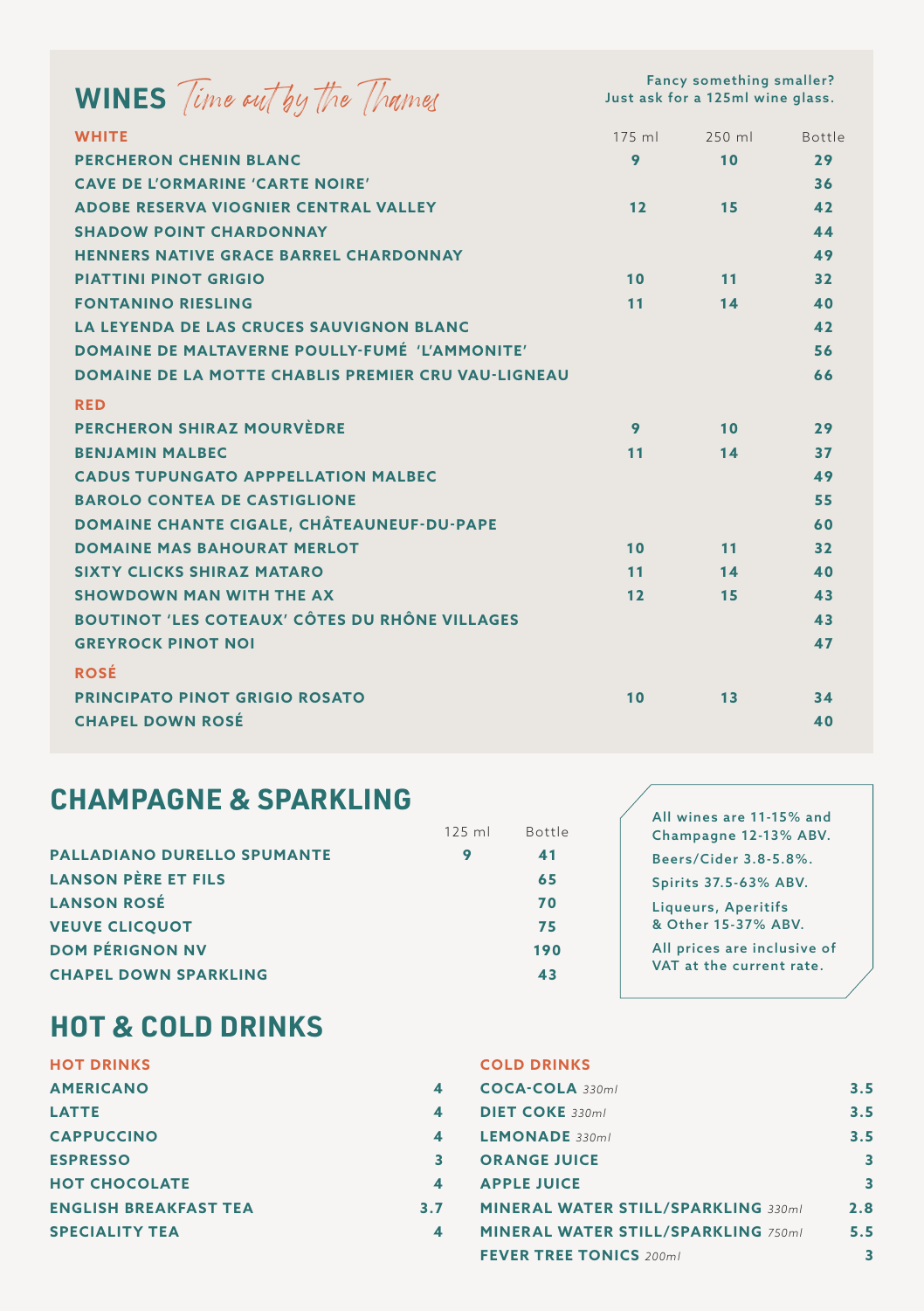# WINES *Time out by the Thames*

Fancy something smaller?
Just ask for a 125ml wine glass.

| WHITE | 175 ml | 250 ml | Bottle |
|---|---|---|---|
| **PERCHERON CHENIN BLANC** | 9 | 10 | 29 |
| **CAVE DE L'ORMARINE 'CARTE NOIRE'** | | | 36 |
| **ADOBE RESERVA VIOGNIER CENTRAL VALLEY** | 12 | 15 | 42 |
| **SHADOW POINT CHARDONNAY** | | | 44 |
| **HENNERS NATIVE GRACE BARREL CHARDONNAY** | | | 49 |
| **PIATTINI PINOT GRIGIO** | 10 | 11 | 32 |
| **FONTANINO RIESLING** | 11 | 14 | 40 |
| **LA LEYENDA DE LAS CRUCES SAUVIGNON BLANC** | | | 42 |
| **DOMAINE DE MALTAVERNE POULLY-FUMÉ 'L'AMMONITE'** | | | 56 |
| **DOMAINE DE LA MOTTE CHABLIS PREMIER CRU VAU-LIGNEAU** | | | 66 |
| **RED** | | | |
| **PERCHERON SHIRAZ MOURVÈDRE** | 9 | 10 | 29 |
| **BENJAMIN MALBEC** | 11 | 14 | 37 |
| **CADUS TUPUNGATO APPPELLATION MALBEC** | | | 49 |
| **BAROLO CONTEA DE CASTIGLIONE** | | | 55 |
| **DOMAINE CHANTE CIGALE, CHÂTEAUNEUF-DU-PAPE** | | | 60 |
| **DOMAINE MAS BAHOURAT MERLOT** | 10 | 11 | 32 |
| **SIXTY CLICKS SHIRAZ MATARO** | 11 | 14 | 40 |
| **SHOWDOWN MAN WITH THE AX** | 12 | 15 | 43 |
| **BOUTINOT 'LES COTEAUX' CÔTES DU RHÔNE VILLAGES** | | | 43 |
| **GREYROCK PINOT NOI** | | | 47 |
| **ROSÉ** | | | |
| **PRINCIPATO PINOT GRIGIO ROSATO** | 10 | 13 | 34 |
| **CHAPEL DOWN ROSÉ** | | | 40 |

## CHAMPAGNE & SPARKLING

| | 125 ml | Bottle |
|---|---|---|
| **PALLADIANO DURELLO SPUMANTE** | 9 | 41 |
| **LANSON PÈRE ET FILS** | | 65 |
| **LANSON ROSÉ** | | 70 |
| **VEUVE CLICQUOT** | | 75 |
| **DOM PÉRIGNON NV** | | 190 |
| **CHAPEL DOWN SPARKLING** | | 43 |

All wines are 11-15% and Champagne 12-13% ABV.

Beers/Cider 3.8-5.8%.

Spirits 37.5-63% ABV.

Liqueurs, Aperitifs & Other 15-37% ABV.

All prices are inclusive of VAT at the current rate.

## HOT & COLD DRINKS

| HOT DRINKS | |
|---|---|
| **AMERICANO** | 4 |
| **LATTE** | 4 |
| **CAPPUCCINO** | 4 |
| **ESPRESSO** | 3 |
| **HOT CHOCOLATE** | 4 |
| **ENGLISH BREAKFAST TEA** | 3.7 |
| **SPECIALITY TEA** | 4 |

| COLD DRINKS | |
|---|---|
| **COCA-COLA** *330ml* | 3.5 |
| **DIET COKE** *330ml* | 3.5 |
| **LEMONADE** *330ml* | 3.5 |
| **ORANGE JUICE** | 3 |
| **APPLE JUICE** | 3 |
| **MINERAL WATER STILL/SPARKLING** *330ml* | 2.8 |
| **MINERAL WATER STILL/SPARKLING** *750ml* | 5.5 |
| **FEVER TREE TONICS** *200ml* | 3 |